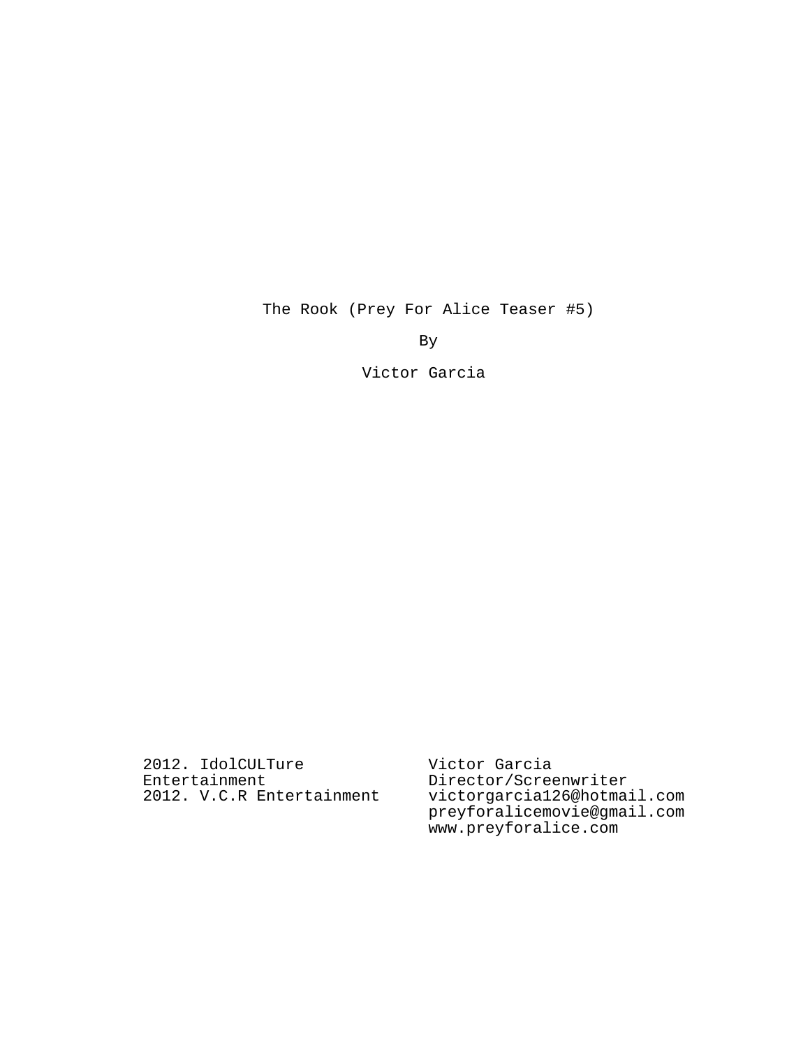# The Rook (Prey For Alice Teaser #5)

By

Victor Garcia

2012. IdolCULTure Entertainment
2012. V.C.R Entertainment

Victor Garcia
Director/Screenwriter
victorgarcia126@hotmail.com
preyforalicemovie@gmail.com
www.preyforalice.com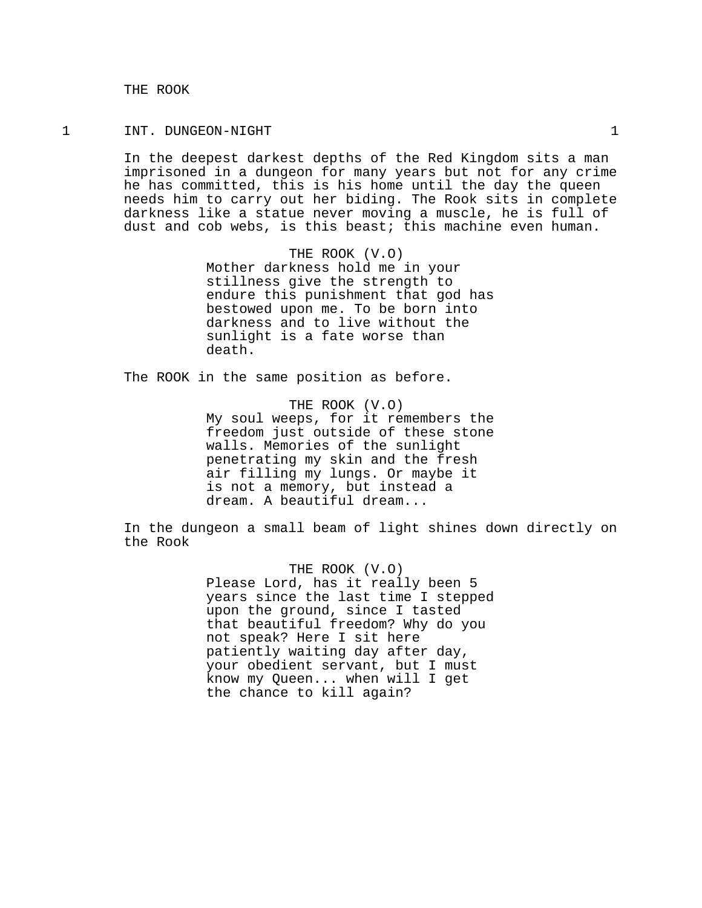THE ROOK

1 INT. DUNGEON-NIGHT 1

In the deepest darkest depths of the Red Kingdom sits a man imprisoned in a dungeon for many years but not for any crime he has committed, this is his home until the day the queen needs him to carry out her biding. The Rook sits in complete darkness like a statue never moving a muscle, he is full of dust and cob webs, is this beast; this machine even human.

THE ROOK (V.O)
Mother darkness hold me in your stillness give the strength to endure this punishment that god has bestowed upon me. To be born into darkness and to live without the sunlight is a fate worse than death.

The ROOK in the same position as before.

THE ROOK (V.O)
My soul weeps, for it remembers the freedom just outside of these stone walls. Memories of the sunlight penetrating my skin and the fresh air filling my lungs. Or maybe it is not a memory, but instead a dream. A beautiful dream...

In the dungeon a small beam of light shines down directly on the Rook

THE ROOK (V.O)
Please Lord, has it really been 5 years since the last time I stepped upon the ground, since I tasted that beautiful freedom? Why do you not speak? Here I sit here patiently waiting day after day, your obedient servant, but I must know my Queen... when will I get the chance to kill again?